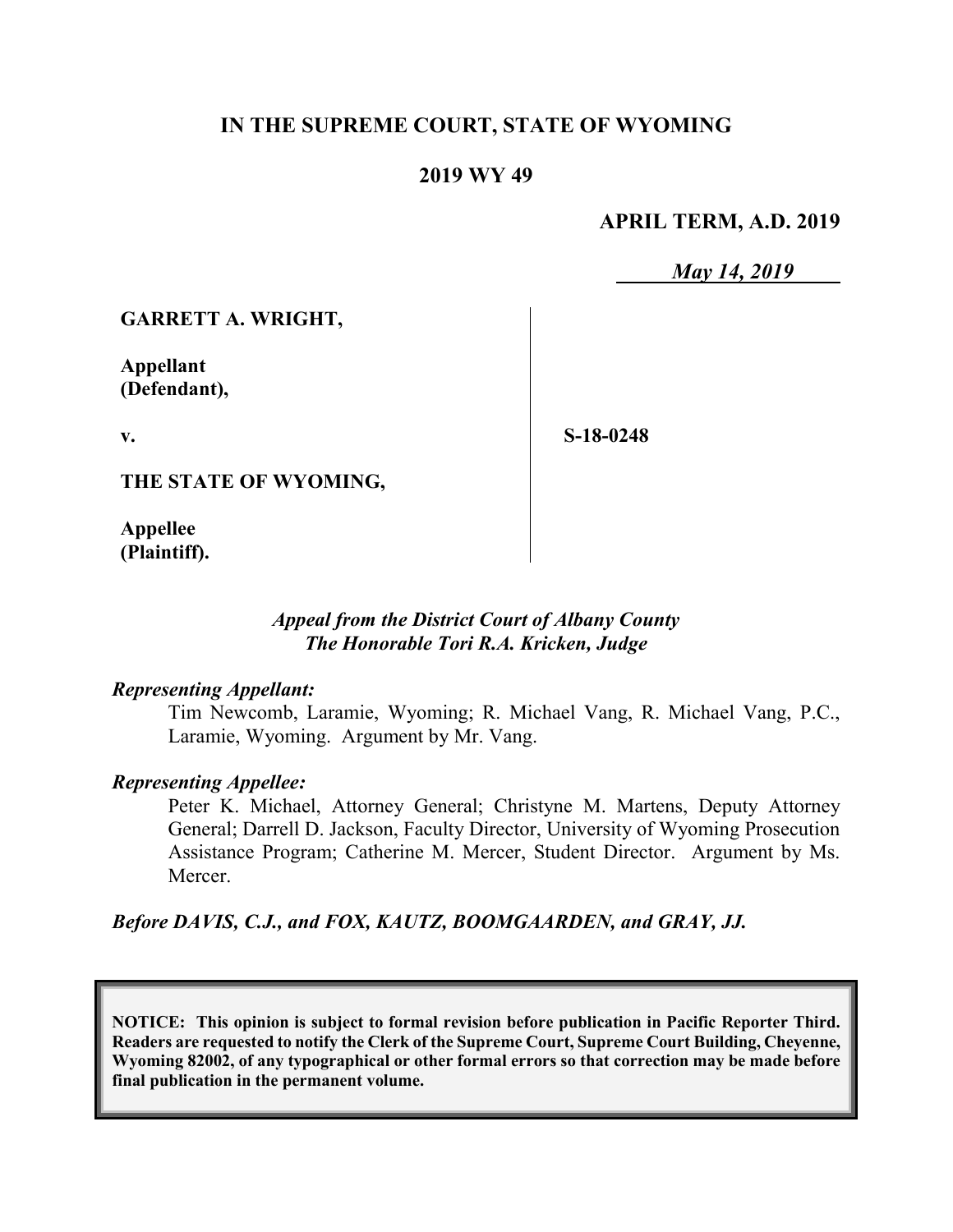# IN THE SUPREME COURT, STATE OF WYOMING

## 2019 WY 49

**APRIL TERM, A.D. 2019**

*May 14, 2019*

**GARRETT A. WRIGHT,**

**Appellant (Defendant),**

**v.**

**THE STATE OF WYOMING,**

**Appellee (Plaintiff).**

**S-18-0248**

*Appeal from the District Court of Albany County*
*The Honorable Tori R.A. Kricken, Judge*

*Representing Appellant:*

Tim Newcomb, Laramie, Wyoming; R. Michael Vang, R. Michael Vang, P.C., Laramie, Wyoming. Argument by Mr. Vang.

*Representing Appellee:*

Peter K. Michael, Attorney General; Christyne M. Martens, Deputy Attorney General; Darrell D. Jackson, Faculty Director, University of Wyoming Prosecution Assistance Program; Catherine M. Mercer, Student Director. Argument by Ms. Mercer.

*Before DAVIS, C.J., and FOX, KAUTZ, BOOMGAARDEN, and GRAY, JJ.*

**NOTICE: This opinion is subject to formal revision before publication in Pacific Reporter Third. Readers are requested to notify the Clerk of the Supreme Court, Supreme Court Building, Cheyenne, Wyoming 82002, of any typographical or other formal errors so that correction may be made before final publication in the permanent volume.**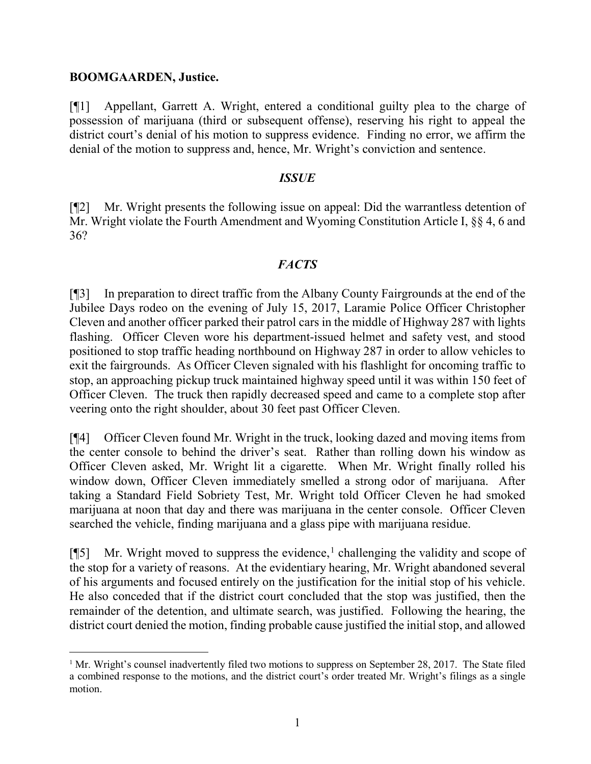**BOOMGAARDEN, Justice.**

[¶1] Appellant, Garrett A. Wright, entered a conditional guilty plea to the charge of possession of marijuana (third or subsequent offense), reserving his right to appeal the district court's denial of his motion to suppress evidence. Finding no error, we affirm the denial of the motion to suppress and, hence, Mr. Wright's conviction and sentence.

## *ISSUE*

[¶2] Mr. Wright presents the following issue on appeal: Did the warrantless detention of Mr. Wright violate the Fourth Amendment and Wyoming Constitution Article I, §§ 4, 6 and 36?

## *FACTS*

[¶3] In preparation to direct traffic from the Albany County Fairgrounds at the end of the Jubilee Days rodeo on the evening of July 15, 2017, Laramie Police Officer Christopher Cleven and another officer parked their patrol cars in the middle of Highway 287 with lights flashing. Officer Cleven wore his department-issued helmet and safety vest, and stood positioned to stop traffic heading northbound on Highway 287 in order to allow vehicles to exit the fairgrounds. As Officer Cleven signaled with his flashlight for oncoming traffic to stop, an approaching pickup truck maintained highway speed until it was within 150 feet of Officer Cleven. The truck then rapidly decreased speed and came to a complete stop after veering onto the right shoulder, about 30 feet past Officer Cleven.

[¶4] Officer Cleven found Mr. Wright in the truck, looking dazed and moving items from the center console to behind the driver's seat. Rather than rolling down his window as Officer Cleven asked, Mr. Wright lit a cigarette. When Mr. Wright finally rolled his window down, Officer Cleven immediately smelled a strong odor of marijuana. After taking a Standard Field Sobriety Test, Mr. Wright told Officer Cleven he had smoked marijuana at noon that day and there was marijuana in the center console. Officer Cleven searched the vehicle, finding marijuana and a glass pipe with marijuana residue.

[¶5] Mr. Wright moved to suppress the evidence,[1] challenging the validity and scope of the stop for a variety of reasons. At the evidentiary hearing, Mr. Wright abandoned several of his arguments and focused entirely on the justification for the initial stop of his vehicle. He also conceded that if the district court concluded that the stop was justified, then the remainder of the detention, and ultimate search, was justified. Following the hearing, the district court denied the motion, finding probable cause justified the initial stop, and allowed

[1] Mr. Wright's counsel inadvertently filed two motions to suppress on September 28, 2017. The State filed a combined response to the motions, and the district court's order treated Mr. Wright's filings as a single motion.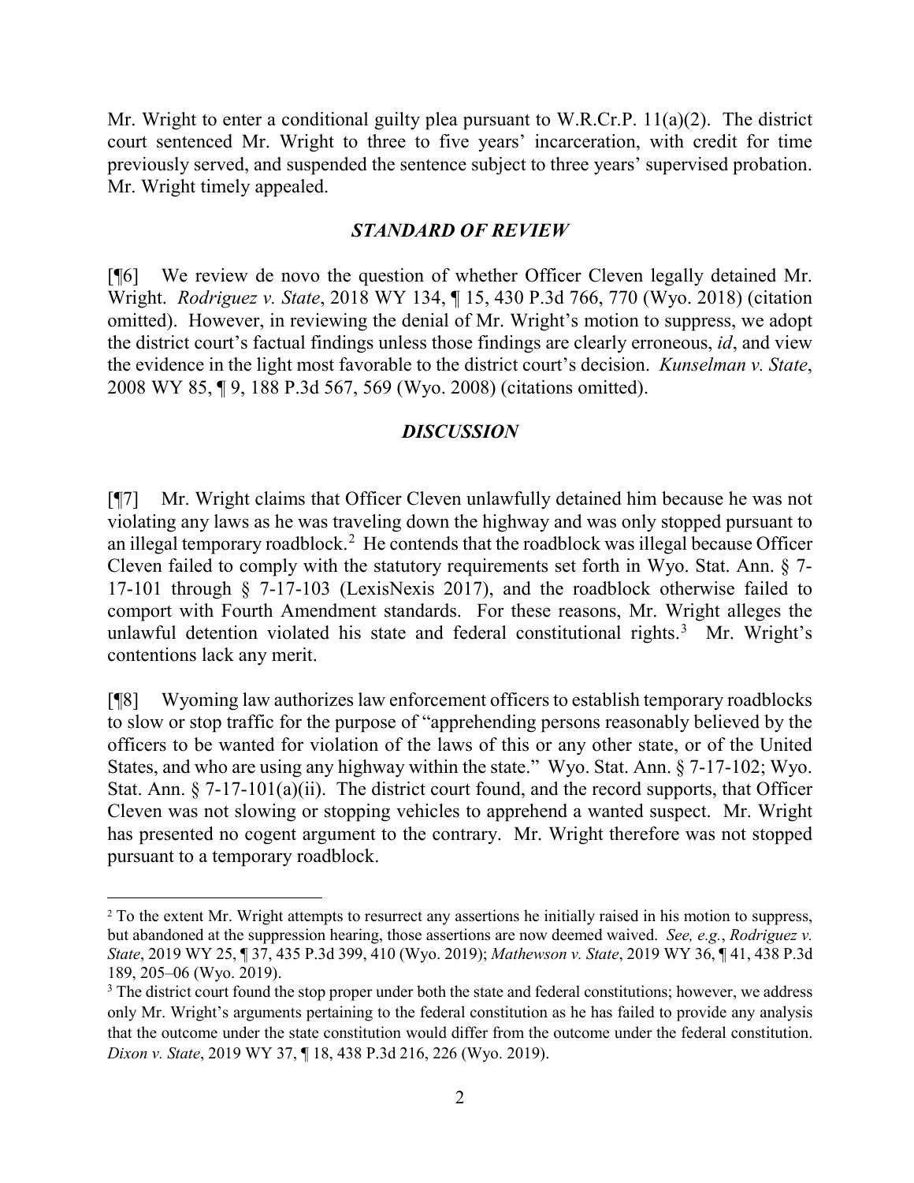Mr. Wright to enter a conditional guilty plea pursuant to W.R.Cr.P. 11(a)(2). The district court sentenced Mr. Wright to three to five years' incarceration, with credit for time previously served, and suspended the sentence subject to three years' supervised probation. Mr. Wright timely appealed.

## *STANDARD OF REVIEW*

[¶6] We review de novo the question of whether Officer Cleven legally detained Mr. Wright. *Rodriguez v. State*, 2018 WY 134, ¶ 15, 430 P.3d 766, 770 (Wyo. 2018) (citation omitted). However, in reviewing the denial of Mr. Wright's motion to suppress, we adopt the district court's factual findings unless those findings are clearly erroneous, *id*, and view the evidence in the light most favorable to the district court's decision. *Kunselman v. State*, 2008 WY 85, ¶ 9, 188 P.3d 567, 569 (Wyo. 2008) (citations omitted).

## *DISCUSSION*

[¶7] Mr. Wright claims that Officer Cleven unlawfully detained him because he was not violating any laws as he was traveling down the highway and was only stopped pursuant to an illegal temporary roadblock.[2] He contends that the roadblock was illegal because Officer Cleven failed to comply with the statutory requirements set forth in Wyo. Stat. Ann. § 7-17-101 through § 7-17-103 (LexisNexis 2017), and the roadblock otherwise failed to comport with Fourth Amendment standards. For these reasons, Mr. Wright alleges the unlawful detention violated his state and federal constitutional rights.[3] Mr. Wright's contentions lack any merit.

[¶8] Wyoming law authorizes law enforcement officers to establish temporary roadblocks to slow or stop traffic for the purpose of "apprehending persons reasonably believed by the officers to be wanted for violation of the laws of this or any other state, or of the United States, and who are using any highway within the state." Wyo. Stat. Ann. § 7-17-102; Wyo. Stat. Ann. § 7-17-101(a)(ii). The district court found, and the record supports, that Officer Cleven was not slowing or stopping vehicles to apprehend a wanted suspect. Mr. Wright has presented no cogent argument to the contrary. Mr. Wright therefore was not stopped pursuant to a temporary roadblock.

---

[2] To the extent Mr. Wright attempts to resurrect any assertions he initially raised in his motion to suppress, but abandoned at the suppression hearing, those assertions are now deemed waived. *See, e.g.*, *Rodriguez v. State*, 2019 WY 25, ¶ 37, 435 P.3d 399, 410 (Wyo. 2019); *Mathewson v. State*, 2019 WY 36, ¶ 41, 438 P.3d 189, 205–06 (Wyo. 2019).

[3] The district court found the stop proper under both the state and federal constitutions; however, we address only Mr. Wright's arguments pertaining to the federal constitution as he has failed to provide any analysis that the outcome under the state constitution would differ from the outcome under the federal constitution. *Dixon v. State*, 2019 WY 37, ¶ 18, 438 P.3d 216, 226 (Wyo. 2019).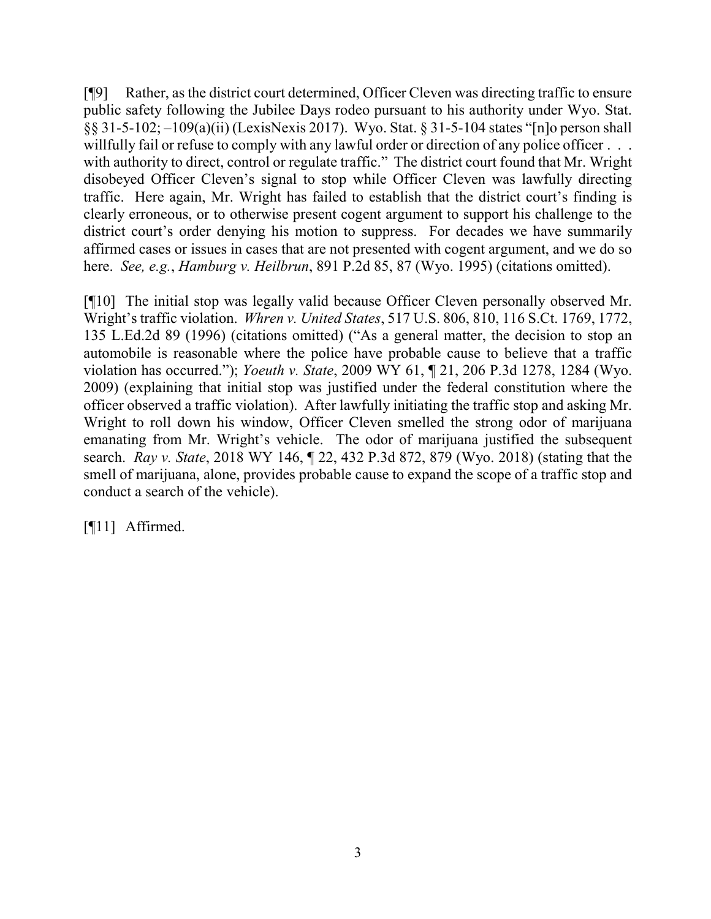[¶9] Rather, as the district court determined, Officer Cleven was directing traffic to ensure public safety following the Jubilee Days rodeo pursuant to his authority under Wyo. Stat. §§ 31-5-102; –109(a)(ii) (LexisNexis 2017). Wyo. Stat. § 31-5-104 states "[n]o person shall willfully fail or refuse to comply with any lawful order or direction of any police officer . . . with authority to direct, control or regulate traffic." The district court found that Mr. Wright disobeyed Officer Cleven's signal to stop while Officer Cleven was lawfully directing traffic. Here again, Mr. Wright has failed to establish that the district court's finding is clearly erroneous, or to otherwise present cogent argument to support his challenge to the district court's order denying his motion to suppress. For decades we have summarily affirmed cases or issues in cases that are not presented with cogent argument, and we do so here. *See, e.g.*, *Hamburg v. Heilbrun*, 891 P.2d 85, 87 (Wyo. 1995) (citations omitted).

[¶10] The initial stop was legally valid because Officer Cleven personally observed Mr. Wright's traffic violation. *Whren v. United States*, 517 U.S. 806, 810, 116 S.Ct. 1769, 1772, 135 L.Ed.2d 89 (1996) (citations omitted) ("As a general matter, the decision to stop an automobile is reasonable where the police have probable cause to believe that a traffic violation has occurred."); *Yoeuth v. State*, 2009 WY 61, ¶ 21, 206 P.3d 1278, 1284 (Wyo. 2009) (explaining that initial stop was justified under the federal constitution where the officer observed a traffic violation). After lawfully initiating the traffic stop and asking Mr. Wright to roll down his window, Officer Cleven smelled the strong odor of marijuana emanating from Mr. Wright's vehicle. The odor of marijuana justified the subsequent search. *Ray v. State*, 2018 WY 146, ¶ 22, 432 P.3d 872, 879 (Wyo. 2018) (stating that the smell of marijuana, alone, provides probable cause to expand the scope of a traffic stop and conduct a search of the vehicle).

[¶11] Affirmed.